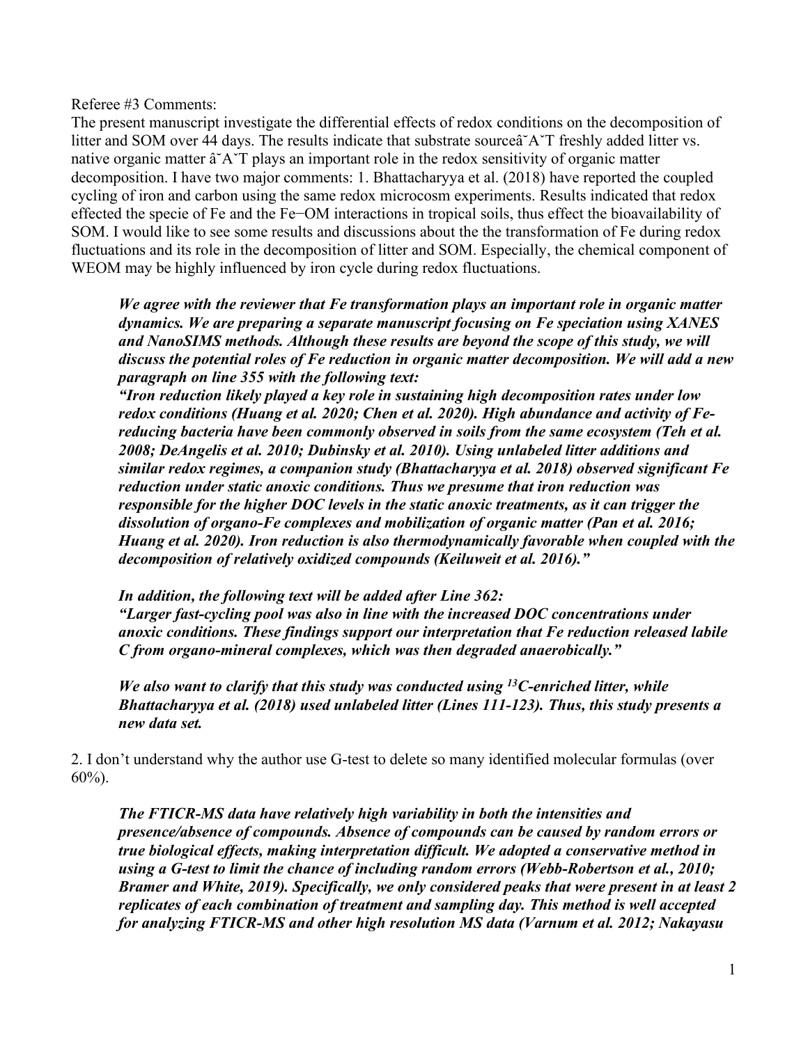Referee #3 Comments:

The present manuscript investigate the differential effects of redox conditions on the decomposition of litter and SOM over 44 days. The results indicate that substrate sourceâ˘A˘T freshly added litter vs. native organic matter â˘A˘T plays an important role in the redox sensitivity of organic matter decomposition. I have two major comments: 1. Bhattacharyya et al. (2018) have reported the coupled cycling of iron and carbon using the same redox microcosm experiments. Results indicated that redox effected the specie of Fe and the Fe–OM interactions in tropical soils, thus effect the bioavailability of SOM. I would like to see some results and discussions about the the transformation of Fe during redox fluctuations and its role in the decomposition of litter and SOM. Especially, the chemical component of WEOM may be highly influenced by iron cycle during redox fluctuations.

> ***We agree with the reviewer that Fe transformation plays an important role in organic matter dynamics. We are preparing a separate manuscript focusing on Fe speciation using XANES and NanoSIMS methods. Although these results are beyond the scope of this study, we will discuss the potential roles of Fe reduction in organic matter decomposition. We will add a new paragraph on line 355 with the following text:***
>
> ***"Iron reduction likely played a key role in sustaining high decomposition rates under low redox conditions (Huang et al. 2020; Chen et al. 2020). High abundance and activity of Fe-reducing bacteria have been commonly observed in soils from the same ecosystem (Teh et al. 2008; DeAngelis et al. 2010; Dubinsky et al. 2010). Using unlabeled litter additions and similar redox regimes, a companion study (Bhattacharyya et al. 2018) observed significant Fe reduction under static anoxic conditions. Thus we presume that iron reduction was responsible for the higher DOC levels in the static anoxic treatments, as it can trigger the dissolution of organo-Fe complexes and mobilization of organic matter (Pan et al. 2016; Huang et al. 2020). Iron reduction is also thermodynamically favorable when coupled with the decomposition of relatively oxidized compounds (Keiluweit et al. 2016)."***
>
> ***In addition, the following text will be added after Line 362:***
>
> ***"Larger fast-cycling pool was also in line with the increased DOC concentrations under anoxic conditions. These findings support our interpretation that Fe reduction released labile C from organo-mineral complexes, which was then degraded anaerobically."***
>
> ***We also want to clarify that this study was conducted using $^{13}$C-enriched litter, while Bhattacharyya et al. (2018) used unlabeled litter (Lines 111-123). Thus, this study presents a new data set.***

2. I don't understand why the author use G-test to delete so many identified molecular formulas (over 60%).

> ***The FTICR-MS data have relatively high variability in both the intensities and presence/absence of compounds. Absence of compounds can be caused by random errors or true biological effects, making interpretation difficult. We adopted a conservative method in using a G-test to limit the chance of including random errors (Webb-Robertson et al., 2010; Bramer and White, 2019). Specifically, we only considered peaks that were present in at least 2 replicates of each combination of treatment and sampling day. This method is well accepted for analyzing FTICR-MS and other high resolution MS data (Varnum et al. 2012; Nakayasu***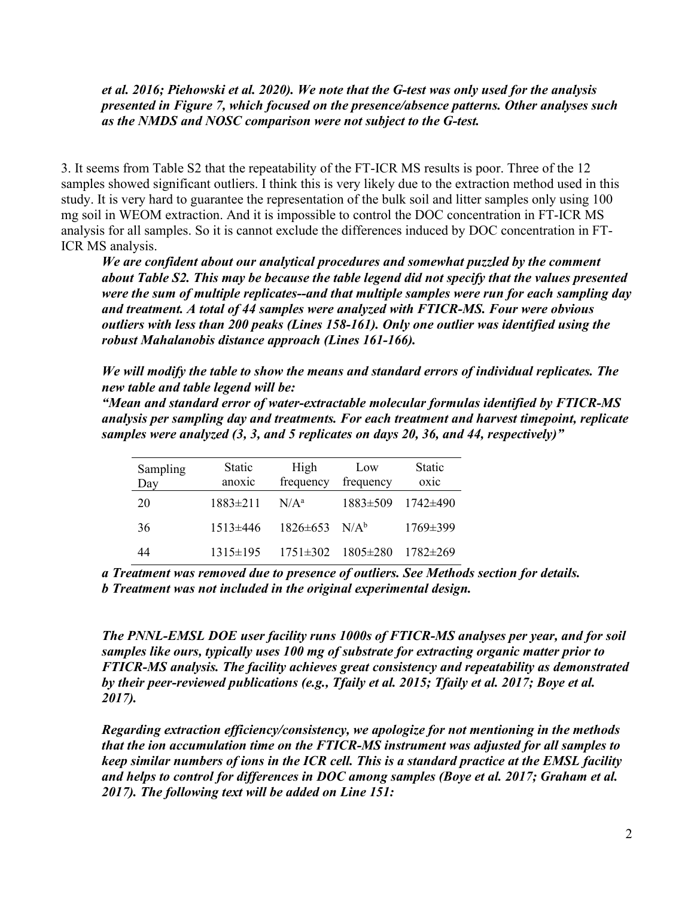***et al. 2016; Piehowski et al. 2020). We note that the G-test was only used for the analysis presented in Figure 7, which focused on the presence/absence patterns. Other analyses such as the NMDS and NOSC comparison were not subject to the G-test.***

3. It seems from Table S2 that the repeatability of the FT-ICR MS results is poor. Three of the 12 samples showed significant outliers. I think this is very likely due to the extraction method used in this study. It is very hard to guarantee the representation of the bulk soil and litter samples only using 100 mg soil in WEOM extraction. And it is impossible to control the DOC concentration in FT-ICR MS analysis for all samples. So it is cannot exclude the differences induced by DOC concentration in FT-ICR MS analysis.

***We are confident about our analytical procedures and somewhat puzzled by the comment about Table S2. This may be because the table legend did not specify that the values presented were the sum of multiple replicates--and that multiple samples were run for each sampling day and treatment. A total of 44 samples were analyzed with FTICR-MS. Four were obvious outliers with less than 200 peaks (Lines 158-161). Only one outlier was identified using the robust Mahalanobis distance approach (Lines 161-166).***

***We will modify the table to show the means and standard errors of individual replicates. The new table and table legend will be:***

***"Mean and standard error of water-extractable molecular formulas identified by FTICR-MS analysis per sampling day and treatments. For each treatment and harvest timepoint, replicate samples were analyzed (3, 3, and 5 replicates on days 20, 36, and 44, respectively)"***

| Sampling Day | Static anoxic | High frequency | Low frequency | Static oxic |
|---|---|---|---|---|
| 20 | 1883±211 | N/A[a] | 1883±509 | 1742±490 |
| 36 | 1513±446 | 1826±653 | N/A[b] | 1769±399 |
| 44 | 1315±195 | 1751±302 | 1805±280 | 1782±269 |

***a Treatment was removed due to presence of outliers. See Methods section for details.***
***b Treatment was not included in the original experimental design.***

***The PNNL-EMSL DOE user facility runs 1000s of FTICR-MS analyses per year, and for soil samples like ours, typically uses 100 mg of substrate for extracting organic matter prior to FTICR-MS analysis. The facility achieves great consistency and repeatability as demonstrated by their peer-reviewed publications (e.g., Tfaily et al. 2015; Tfaily et al. 2017; Boye et al. 2017).***

***Regarding extraction efficiency/consistency, we apologize for not mentioning in the methods that the ion accumulation time on the FTICR-MS instrument was adjusted for all samples to keep similar numbers of ions in the ICR cell. This is a standard practice at the EMSL facility and helps to control for differences in DOC among samples (Boye et al. 2017; Graham et al. 2017). The following text will be added on Line 151:***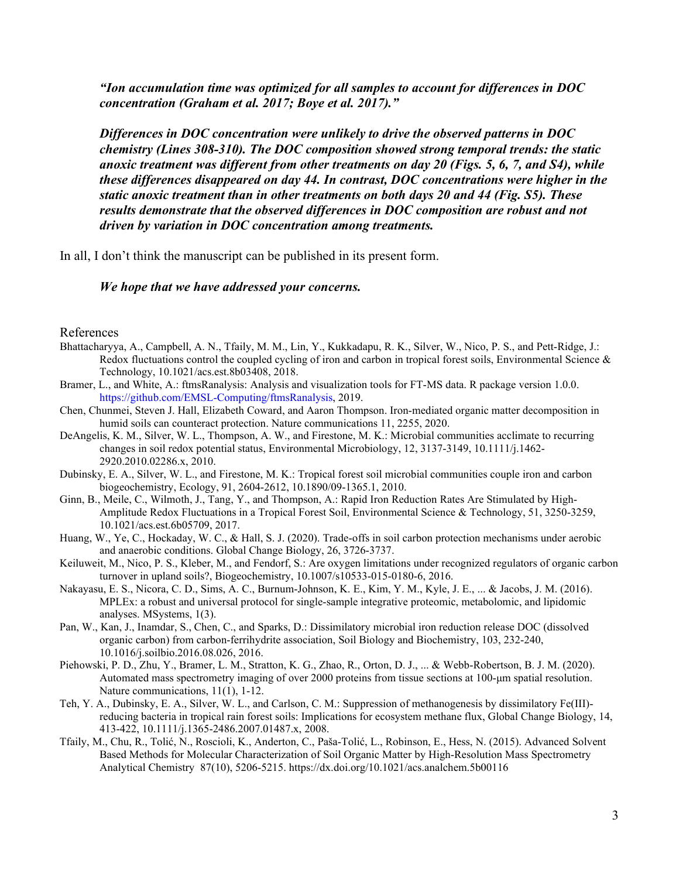***"Ion accumulation time was optimized for all samples to account for differences in DOC concentration (Graham et al. 2017; Boye et al. 2017)."***

***Differences in DOC concentration were unlikely to drive the observed patterns in DOC chemistry (Lines 308-310). The DOC composition showed strong temporal trends: the static anoxic treatment was different from other treatments on day 20 (Figs. 5, 6, 7, and S4), while these differences disappeared on day 44. In contrast, DOC concentrations were higher in the static anoxic treatment than in other treatments on both days 20 and 44 (Fig. S5). These results demonstrate that the observed differences in DOC composition are robust and not driven by variation in DOC concentration among treatments.***

In all, I don't think the manuscript can be published in its present form.

***We hope that we have addressed your concerns.***

## References

Bhattacharyya, A., Campbell, A. N., Tfaily, M. M., Lin, Y., Kukkadapu, R. K., Silver, W., Nico, P. S., and Pett-Ridge, J.: Redox fluctuations control the coupled cycling of iron and carbon in tropical forest soils, Environmental Science & Technology, 10.1021/acs.est.8b03408, 2018.

Bramer, L., and White, A.: ftmsRanalysis: Analysis and visualization tools for FT-MS data. R package version 1.0.0. https://github.com/EMSL-Computing/ftmsRanalysis, 2019.

Chen, Chunmei, Steven J. Hall, Elizabeth Coward, and Aaron Thompson. Iron-mediated organic matter decomposition in humid soils can counteract protection. Nature communications 11, 2255, 2020.

DeAngelis, K. M., Silver, W. L., Thompson, A. W., and Firestone, M. K.: Microbial communities acclimate to recurring changes in soil redox potential status, Environmental Microbiology, 12, 3137-3149, 10.1111/j.1462-2920.2010.02286.x, 2010.

Dubinsky, E. A., Silver, W. L., and Firestone, M. K.: Tropical forest soil microbial communities couple iron and carbon biogeochemistry, Ecology, 91, 2604-2612, 10.1890/09-1365.1, 2010.

Ginn, B., Meile, C., Wilmoth, J., Tang, Y., and Thompson, A.: Rapid Iron Reduction Rates Are Stimulated by High-Amplitude Redox Fluctuations in a Tropical Forest Soil, Environmental Science & Technology, 51, 3250-3259, 10.1021/acs.est.6b05709, 2017.

Huang, W., Ye, C., Hockaday, W. C., & Hall, S. J. (2020). Trade-offs in soil carbon protection mechanisms under aerobic and anaerobic conditions. Global Change Biology, 26, 3726-3737.

Keiluweit, M., Nico, P. S., Kleber, M., and Fendorf, S.: Are oxygen limitations under recognized regulators of organic carbon turnover in upland soils?, Biogeochemistry, 10.1007/s10533-015-0180-6, 2016.

Nakayasu, E. S., Nicora, C. D., Sims, A. C., Burnum-Johnson, K. E., Kim, Y. M., Kyle, J. E., ... & Jacobs, J. M. (2016). MPLEx: a robust and universal protocol for single-sample integrative proteomic, metabolomic, and lipidomic analyses. MSystems, 1(3).

Pan, W., Kan, J., Inamdar, S., Chen, C., and Sparks, D.: Dissimilatory microbial iron reduction release DOC (dissolved organic carbon) from carbon-ferrihydrite association, Soil Biology and Biochemistry, 103, 232-240, 10.1016/j.soilbio.2016.08.026, 2016.

Piehowski, P. D., Zhu, Y., Bramer, L. M., Stratton, K. G., Zhao, R., Orton, D. J., ... & Webb-Robertson, B. J. M. (2020). Automated mass spectrometry imaging of over 2000 proteins from tissue sections at 100-μm spatial resolution. Nature communications, 11(1), 1-12.

Teh, Y. A., Dubinsky, E. A., Silver, W. L., and Carlson, C. M.: Suppression of methanogenesis by dissimilatory Fe(III)-reducing bacteria in tropical rain forest soils: Implications for ecosystem methane flux, Global Change Biology, 14, 413-422, 10.1111/j.1365-2486.2007.01487.x, 2008.

Tfaily, M., Chu, R., Tolić, N., Roscioli, K., Anderton, C., Paša-Tolić, L., Robinson, E., Hess, N. (2015). Advanced Solvent Based Methods for Molecular Characterization of Soil Organic Matter by High-Resolution Mass Spectrometry Analytical Chemistry 87(10), 5206-5215. https://dx.doi.org/10.1021/acs.analchem.5b00116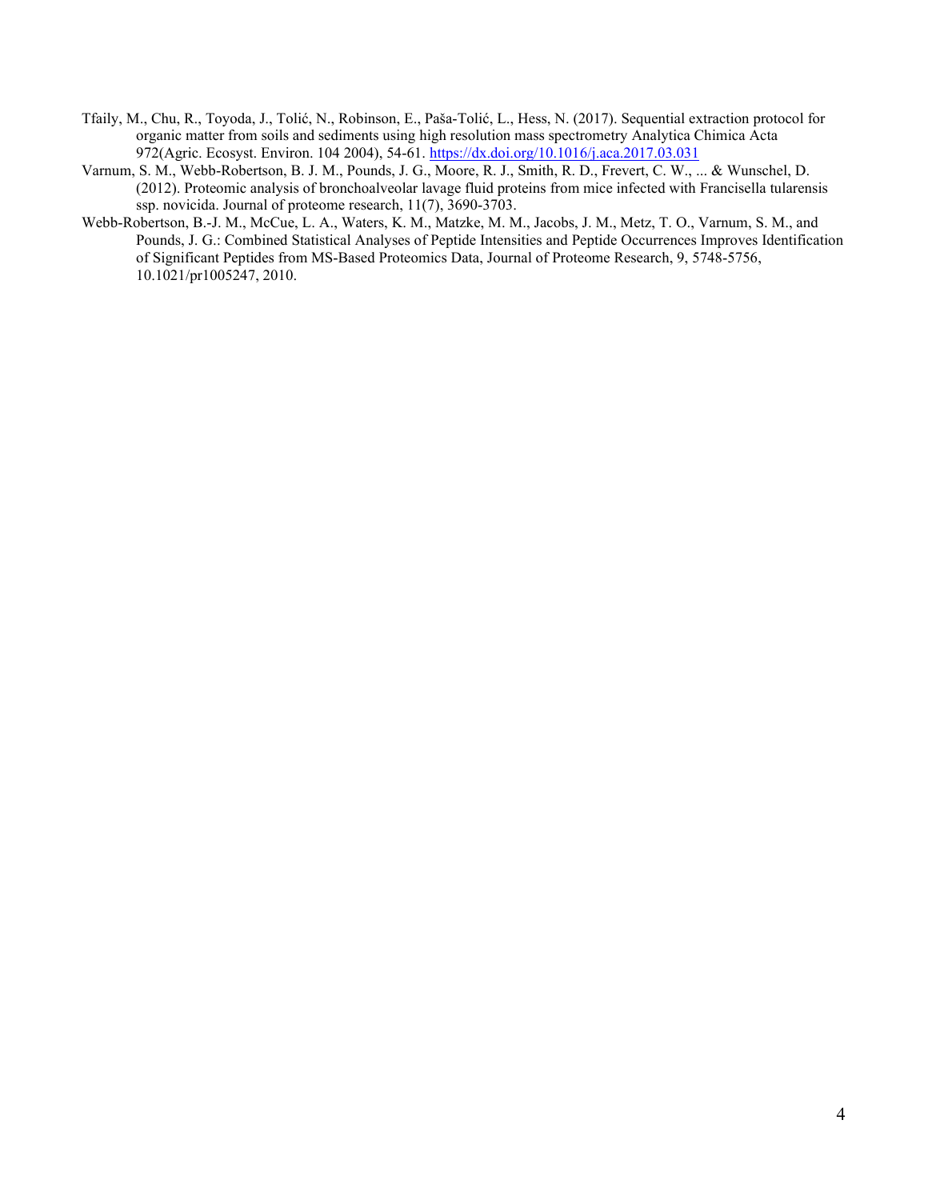Tfaily, M., Chu, R., Toyoda, J., Tolić, N., Robinson, E., Paša-Tolić, L., Hess, N. (2017). Sequential extraction protocol for organic matter from soils and sediments using high resolution mass spectrometry Analytica Chimica Acta 972(Agric. Ecosyst. Environ. 104 2004), 54-61. https://dx.doi.org/10.1016/j.aca.2017.03.031

Varnum, S. M., Webb-Robertson, B. J. M., Pounds, J. G., Moore, R. J., Smith, R. D., Frevert, C. W., ... & Wunschel, D. (2012). Proteomic analysis of bronchoalveolar lavage fluid proteins from mice infected with Francisella tularensis ssp. novicida. Journal of proteome research, 11(7), 3690-3703.

Webb-Robertson, B.-J. M., McCue, L. A., Waters, K. M., Matzke, M. M., Jacobs, J. M., Metz, T. O., Varnum, S. M., and Pounds, J. G.: Combined Statistical Analyses of Peptide Intensities and Peptide Occurrences Improves Identification of Significant Peptides from MS-Based Proteomics Data, Journal of Proteome Research, 9, 5748-5756, 10.1021/pr1005247, 2010.